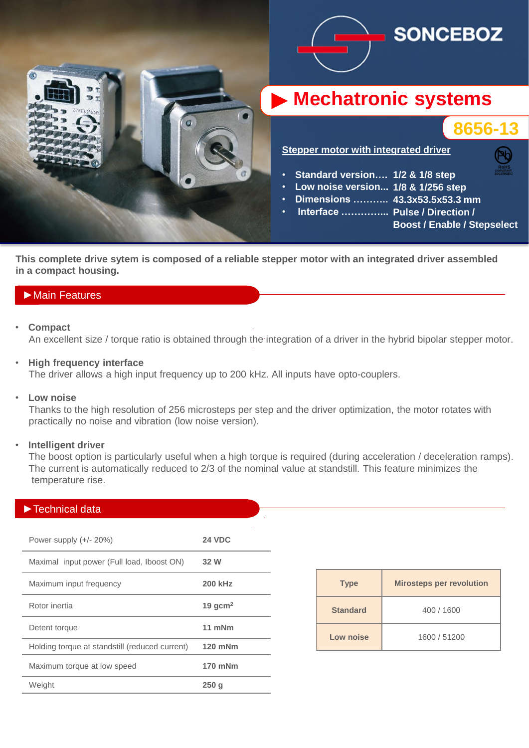SONCEBOZ

# Mechatronic systems

## 8656-13

**Stepper motor with integrated driver**

- **Standard version.... 1/2 & 1/8 step**
- **Low noise version... 1/8 & 1/256 step**
- **Dimensions ........... 43.3x53.5x53.3 mm**
- **Interface .............. Pulse / Direction / Boost / Enable / Stepselect**

RoHS compliant 2002/95/EC

**This complete drive sytem is composed of a reliable stepper motor with an integrated driver assembled in a compact housing.**

## ►Main Features

- **Compact**
  An excellent size / torque ratio is obtained through the integration of a driver in the hybrid bipolar stepper motor.

- **High frequency interface**
  The driver allows a high input frequency up to 200 kHz. All inputs have opto-couplers.

- **Low noise**
  Thanks to the high resolution of 256 microsteps per step and the driver optimization, the motor rotates with practically no noise and vibration (low noise version).

- **Intelligent driver**
  The boost option is particularly useful when a high torque is required (during acceleration / deceleration ramps). The current is automatically reduced to 2/3 of the nominal value at standstill. This feature minimizes the temperature rise.

## ►Technical data

| | |
|---|---|
| Power supply (+/- 20%) | **24 VDC** |
| Maximal input power (Full load, Iboost ON) | **32 W** |
| Maximum input frequency | **200 kHz** |
| Rotor inertia | **19 gcm²** |
| Detent torque | **11 mNm** |
| Holding torque at standstill (reduced current) | **120 mNm** |
| Maximum torque at low speed | **170 mNm** |
| Weight | **250 g** |

| Type | Mirosteps per revolution |
|---|---|
| **Standard** | 400 / 1600 |
| **Low noise** | 1600 / 51200 |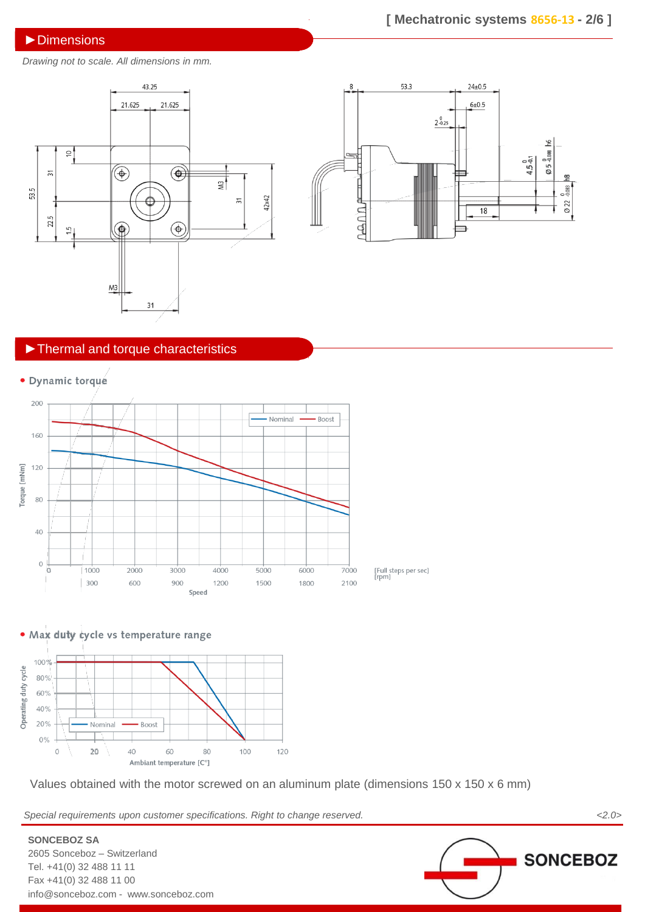## ►Dimensions

*Drawing not to scale. All dimensions in mm.*

## ►Thermal and torque characteristics

- **Dynamic torque**

- **Max duty cycle vs temperature range**

Values obtained with the motor screwed on an aluminum plate (dimensions 150 x 150 x 6 mm)

*Special requirements upon customer specifications. Right to change reserved.* *<2.0>*

**SONCEBOZ SA**
2605 Sonceboz – Switzerland
Tel. +41(0) 32 488 11 11
Fax +41(0) 32 488 11 00
info@sonceboz.com - www.sonceboz.com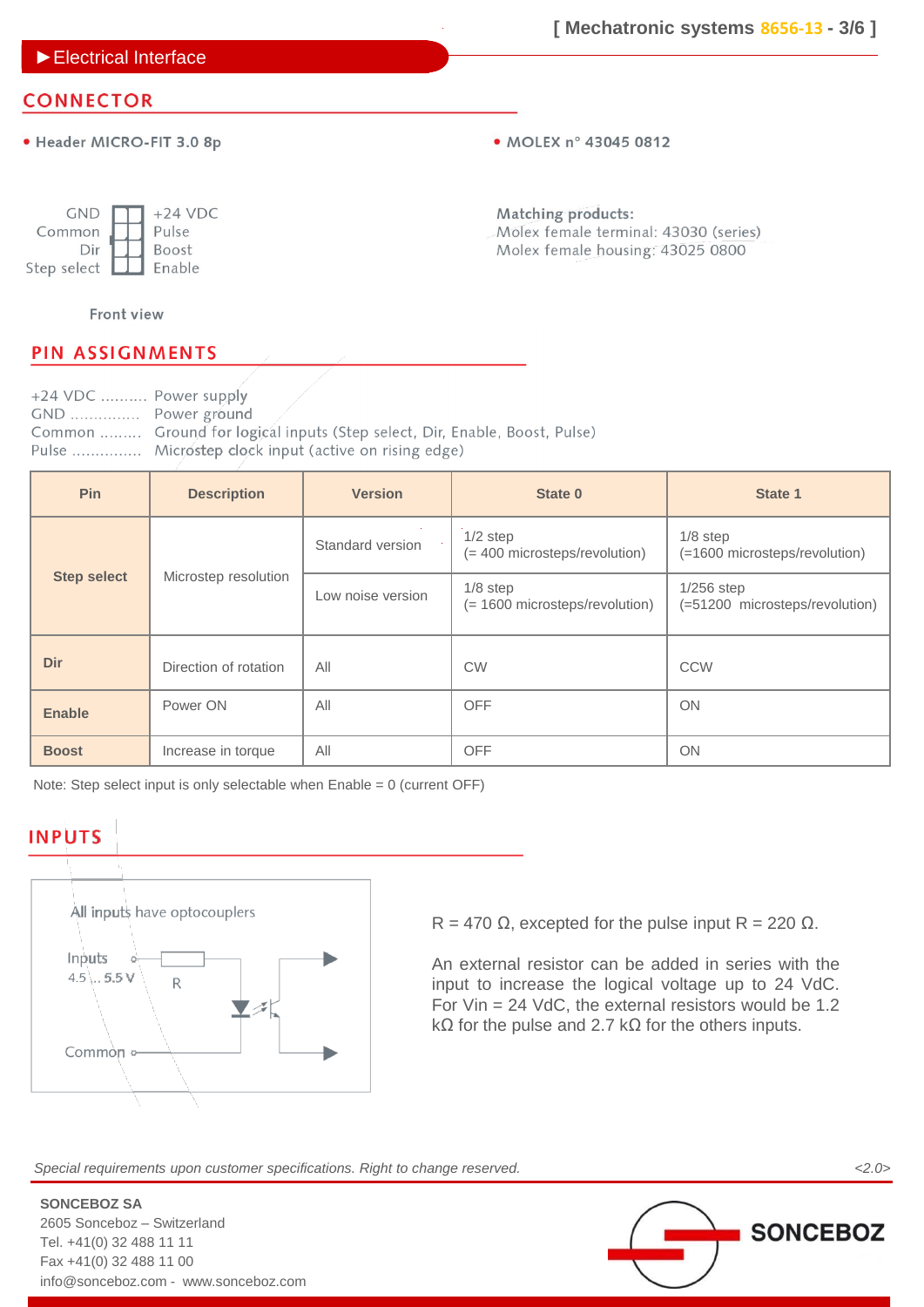## ►Electrical Interface

### CONNECTOR

- Header MICRO-FIT 3.0 8p
- MOLEX n° 43045 0812

| | | | |
|---|---|---|---|
| GND | | | +24 VDC |
| Common | | | Pulse |
| Dir | | | Boost |
| Step select | | | Enable |

Front view

**Matching products:**
Molex female terminal: 43030 (series)
Molex female housing: 43025 0800

### PIN ASSIGNMENTS

+24 VDC .......... Power supply
GND .............. Power ground
Common ......... Ground for logical inputs (Step select, Dir, Enable, Boost, Pulse)
Pulse .............. Microstep clock input (active on rising edge)

| Pin | Description | Version | State 0 | State 1 |
|---|---|---|---|---|
| Step select | Microstep resolution | Standard version | 1/2 step (= 400 microsteps/revolution) | 1/8 step (=1600 microsteps/revolution) |
| | | Low noise version | 1/8 step (= 1600 microsteps/revolution) | 1/256 step (=51200 microsteps/revolution) |
| Dir | Direction of rotation | All | CW | CCW |
| Enable | Power ON | All | OFF | ON |
| Boost | Increase in torque | All | OFF | ON |

Note: Step select input is only selectable when Enable = 0 (current OFF)

### INPUTS

All inputs have optocouplers

Inputs 4.5 ... 5.5 V — R — Common

R = 470 Ω, excepted for the pulse input R = 220 Ω.

An external resistor can be added in series with the input to increase the logical voltage up to 24 VdC. For Vin = 24 VdC, the external resistors would be 1.2 kΩ for the pulse and 2.7 kΩ for the others inputs.

*Special requirements upon customer specifications. Right to change reserved.* <2.0>

SONCEBOZ SA
2605 Sonceboz – Switzerland
Tel. +41(0) 32 488 11 11
Fax +41(0) 32 488 11 00
info@sonceboz.com - www.sonceboz.com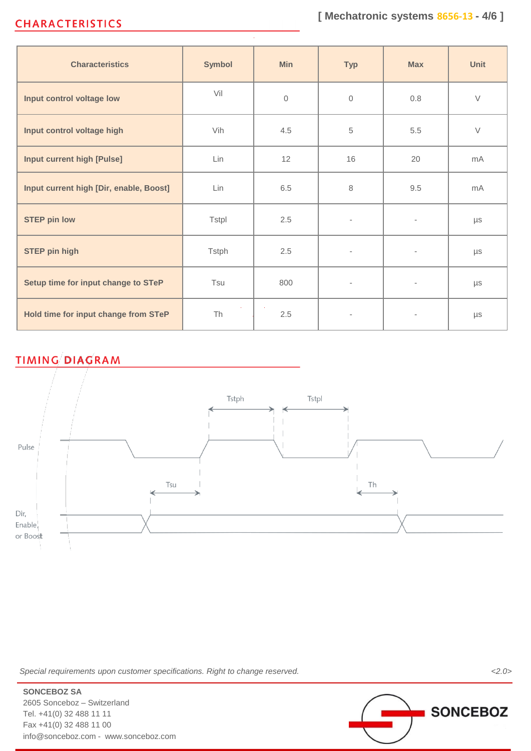## CHARACTERISTICS

| Characteristics | Symbol | Min | Typ | Max | Unit |
|---|---|---|---|---|---|
| **Input control voltage low** | Vil | 0 | 0 | 0.8 | V |
| **Input control voltage high** | Vih | 4.5 | 5 | 5.5 | V |
| **Input current high [Pulse]** | Lin | 12 | 16 | 20 | mA |
| **Input current high [Dir, enable, Boost]** | Lin | 6.5 | 8 | 9.5 | mA |
| **STEP pin low** | Tstpl | 2.5 | - | - | µs |
| **STEP pin high** | Tstph | 2.5 | - | - | µs |
| **Setup time for input change to STeP** | Tsu | 800 | - | - | µs |
| **Hold time for input change from STeP** | Th | 2.5 | - | - | µs |

## TIMING DIAGRAM

Tstph Tstpl

Pulse

Tsu Th

Dir, Enable or Boost

*Special requirements upon customer specifications. Right to change reserved.*

<2.0>

**SONCEBOZ SA**
2605 Sonceboz – Switzerland
Tel. +41(0) 32 488 11 11
Fax +41(0) 32 488 11 00
info@sonceboz.com - www.sonceboz.com

SONCEBOZ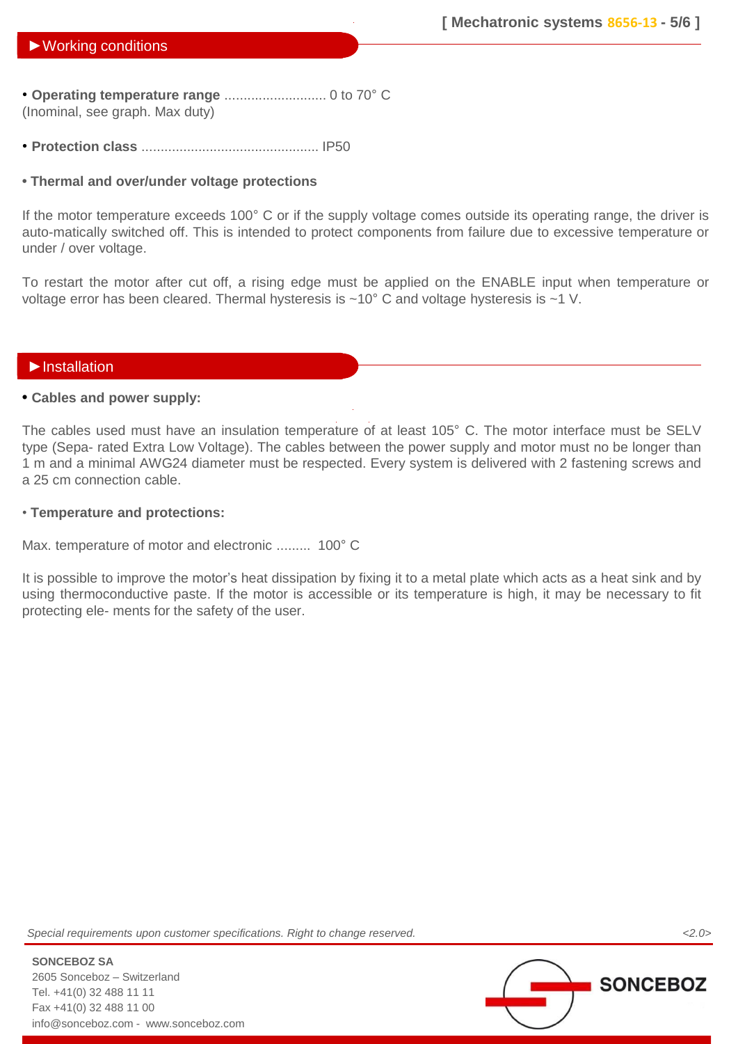## ►Working conditions

- **Operating temperature range** ........................... 0 to 70° C
(Inominal, see graph. Max duty)

- **Protection class** ............................................... IP50

- **Thermal and over/under voltage protections**

If the motor temperature exceeds 100° C or if the supply voltage comes outside its operating range, the driver is auto-matically switched off. This is intended to protect components from failure due to excessive temperature or under / over voltage.

To restart the motor after cut off, a rising edge must be applied on the ENABLE input when temperature or voltage error has been cleared. Thermal hysteresis is ~10° C and voltage hysteresis is ~1 V.

## ►Installation

- **Cables and power supply:**

The cables used must have an insulation temperature of at least 105° C. The motor interface must be SELV type (Sepa- rated Extra Low Voltage). The cables between the power supply and motor must no be longer than 1 m and a minimal AWG24 diameter must be respected. Every system is delivered with 2 fastening screws and a 25 cm connection cable.

- **Temperature and protections:**

Max. temperature of motor and electronic ......... 100° C

It is possible to improve the motor's heat dissipation by fixing it to a metal plate which acts as a heat sink and by using thermoconductive paste. If the motor is accessible or its temperature is high, it may be necessary to fit protecting ele- ments for the safety of the user.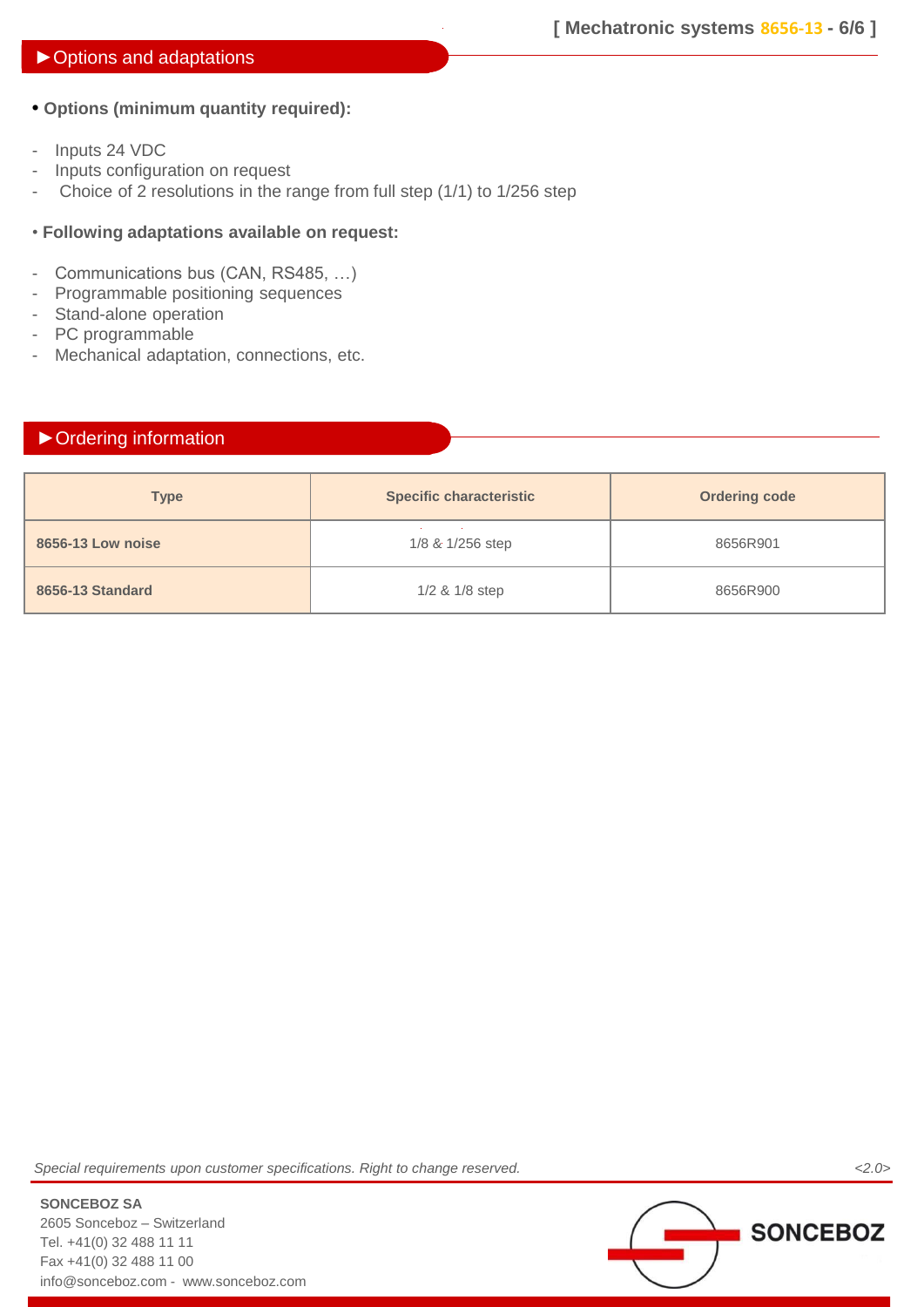## ►Options and adaptations

- **Options (minimum quantity required):**

- Inputs 24 VDC
- Inputs configuration on request
- Choice of 2 resolutions in the range from full step (1/1) to 1/256 step

- **Following adaptations available on request:**

- Communications bus (CAN, RS485, …)
- Programmable positioning sequences
- Stand-alone operation
- PC programmable
- Mechanical adaptation, connections, etc.

## ►Ordering information

| Type | Specific characteristic | Ordering code |
|---|---|---|
| **8656-13 Low noise** | 1/8 & 1/256 step | 8656R901 |
| **8656-13 Standard** | 1/2 & 1/8 step | 8656R900 |

*Special requirements upon customer specifications. Right to change reserved.*

<2.0>

**SONCEBOZ SA**
2605 Sonceboz – Switzerland
Tel. +41(0) 32 488 11 11
Fax +41(0) 32 488 11 00
info@sonceboz.com - www.sonceboz.com

SONCEBOZ